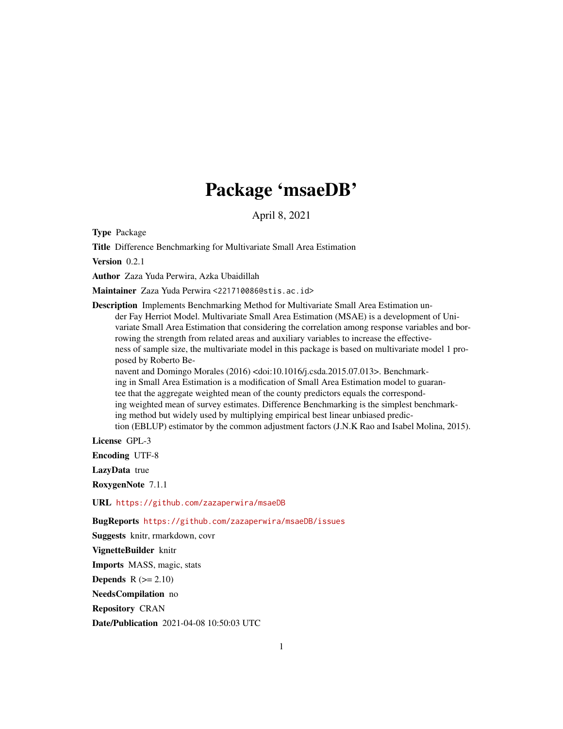# Package 'msaeDB'

April 8, 2021

**Type** Package

**Title** Difference Benchmarking for Multivariate Small Area Estimation

**Version** 0.2.1

**Author** Zaza Yuda Perwira, Azka Ubaidillah

**Maintainer** Zaza Yuda Perwira <221710086@stis.ac.id>

**Description** Implements Benchmarking Method for Multivariate Small Area Estimation under Fay Herriot Model. Multivariate Small Area Estimation (MSAE) is a development of Univariate Small Area Estimation that considering the correlation among response variables and borrowing the strength from related areas and auxiliary variables to increase the effectiveness of sample size, the multivariate model in this package is based on multivariate model 1 proposed by Roberto Benavent and Domingo Morales (2016) <doi:10.1016/j.csda.2015.07.013>. Benchmarking in Small Area Estimation is a modification of Small Area Estimation model to guarantee that the aggregate weighted mean of the county predictors equals the corresponding weighted mean of survey estimates. Difference Benchmarking is the simplest benchmarking method but widely used by multiplying empirical best linear unbiased prediction (EBLUP) estimator by the common adjustment factors (J.N.K Rao and Isabel Molina, 2015).

**License** GPL-3

**Encoding** UTF-8

**LazyData** true

**RoxygenNote** 7.1.1

**URL** https://github.com/zazaperwira/msaeDB

**BugReports** https://github.com/zazaperwira/msaeDB/issues

**Suggests** knitr, rmarkdown, covr

**VignetteBuilder** knitr

**Imports** MASS, magic, stats

**Depends** R (>= 2.10)

**NeedsCompilation** no

**Repository** CRAN

**Date/Publication** 2021-04-08 10:50:03 UTC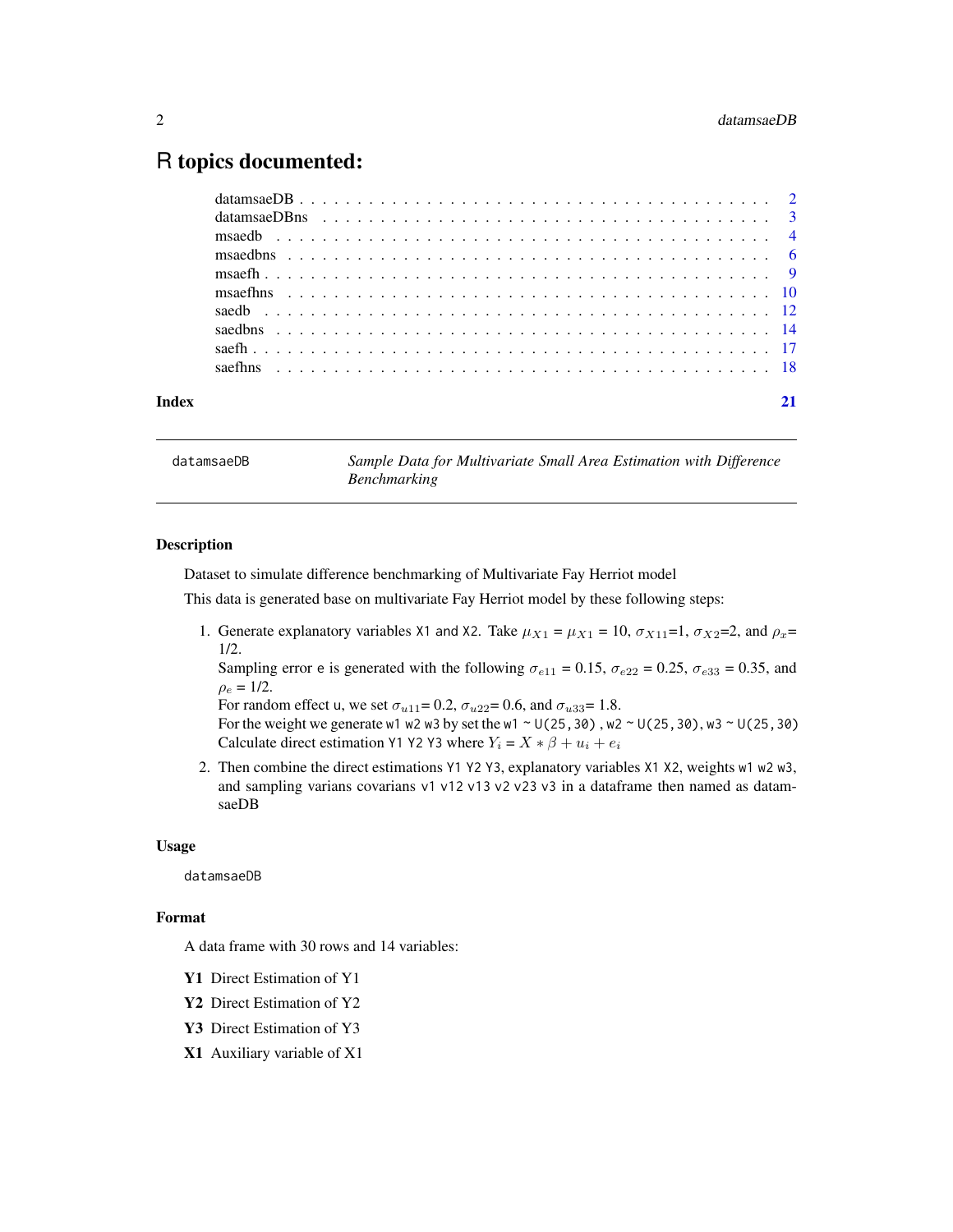# R topics documented:

| | |
|---|---|
| datamsaeDB | 2 |
| datamsaeDBns | 3 |
| msaedb | 4 |
| msaedbns | 6 |
| msaefh | 9 |
| msaefhns | 10 |
| saedb | 12 |
| saedbns | 14 |
| saefh | 17 |
| saefhns | 18 |
| **Index** | **21** |

---

datamsaeDB — *Sample Data for Multivariate Small Area Estimation with Difference Benchmarking*

---

### Description

Dataset to simulate difference benchmarking of Multivariate Fay Herriot model

This data is generated base on multivariate Fay Herriot model by these following steps:

1. Generate explanatory variables X1 and X2. Take $\mu_{X1}$ = $\mu_{X1}$ = 10, $\sigma_{X11}$=1, $\sigma_{X2}$=2, and $\rho_x$= 1/2.
   Sampling error e is generated with the following $\sigma_{e11}$ = 0.15, $\sigma_{e22}$ = 0.25, $\sigma_{e33}$ = 0.35, and $\rho_e$ = 1/2.
   For random effect u, we set $\sigma_{u11}$= 0.2, $\sigma_{u22}$= 0.6, and $\sigma_{u33}$= 1.8.
   For the weight we generate w1 w2 w3 by set the w1 ~ U(25,30) , w2 ~ U(25,30), w3 ~ U(25,30)
   Calculate direct estimation Y1 Y2 Y3 where $Y_i = X * \beta + u_i + e_i$
2. Then combine the direct estimations Y1 Y2 Y3, explanatory variables X1 X2, weights w1 w2 w3, and sampling varians covarians v1 v12 v13 v2 v23 v3 in a dataframe then named as datamsaeDB

### Usage

```
datamsaeDB
```

### Format

A data frame with 30 rows and 14 variables:

**Y1** Direct Estimation of Y1

**Y2** Direct Estimation of Y2

**Y3** Direct Estimation of Y3

**X1** Auxiliary variable of X1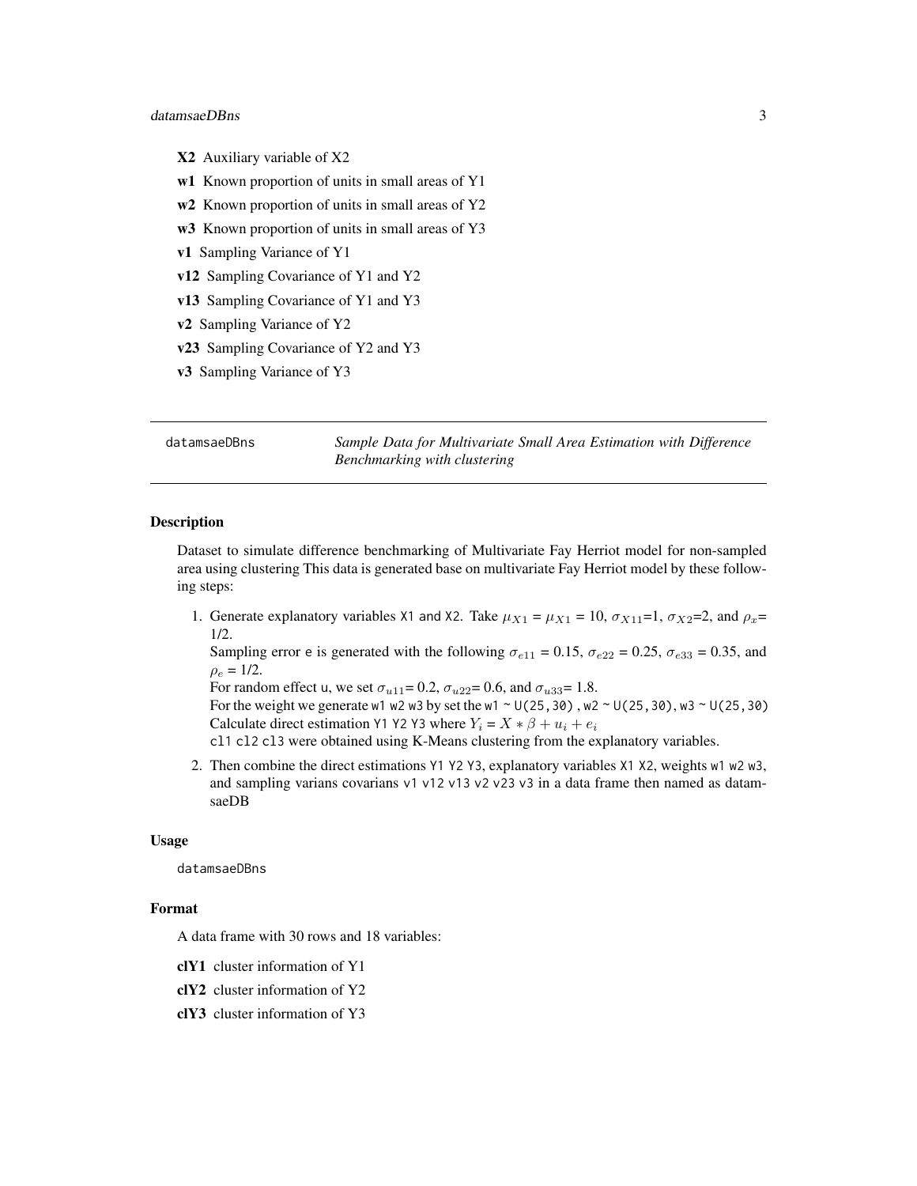**X2** Auxiliary variable of X2

**w1** Known proportion of units in small areas of Y1

**w2** Known proportion of units in small areas of Y2

**w3** Known proportion of units in small areas of Y3

**v1** Sampling Variance of Y1

**v12** Sampling Covariance of Y1 and Y2

**v13** Sampling Covariance of Y1 and Y3

**v2** Sampling Variance of Y2

**v23** Sampling Covariance of Y2 and Y3

**v3** Sampling Variance of Y3

---

datamsaeDBns *Sample Data for Multivariate Small Area Estimation with Difference Benchmarking with clustering*

---

## Description

Dataset to simulate difference benchmarking of Multivariate Fay Herriot model for non-sampled area using clustering This data is generated base on multivariate Fay Herriot model by these following steps:

1. Generate explanatory variables `X1` and `X2`. Take $\mu_{X1}$ = $\mu_{X1}$ = 10, $\sigma_{X11}$=1, $\sigma_{X2}$=2, and $\rho_x$= 1/2.
   Sampling error `e` is generated with the following $\sigma_{e11}$ = 0.15, $\sigma_{e22}$ = 0.25, $\sigma_{e33}$ = 0.35, and $\rho_e$ = 1/2.
   For random effect `u`, we set $\sigma_{u11}$= 0.2, $\sigma_{u22}$= 0.6, and $\sigma_{u33}$= 1.8.
   For the weight we generate `w1 w2 w3` by set the `w1 ~ U(25,30)` , `w2 ~ U(25,30)`, `w3 ~ U(25,30)`
   Calculate direct estimation `Y1 Y2 Y3` where $Y_i = X * \beta + u_i + e_i$
   `cl1 cl2 cl3` were obtained using K-Means clustering from the explanatory variables.
2. Then combine the direct estimations `Y1 Y2 Y3`, explanatory variables `X1 X2`, weights `w1 w2 w3`, and sampling varians covarians `v1 v12 v13 v2 v23 v3` in a data frame then named as datamsaeDB

## Usage

```
datamsaeDBns
```

## Format

A data frame with 30 rows and 18 variables:

**clY1** cluster information of Y1

**clY2** cluster information of Y2

**clY3** cluster information of Y3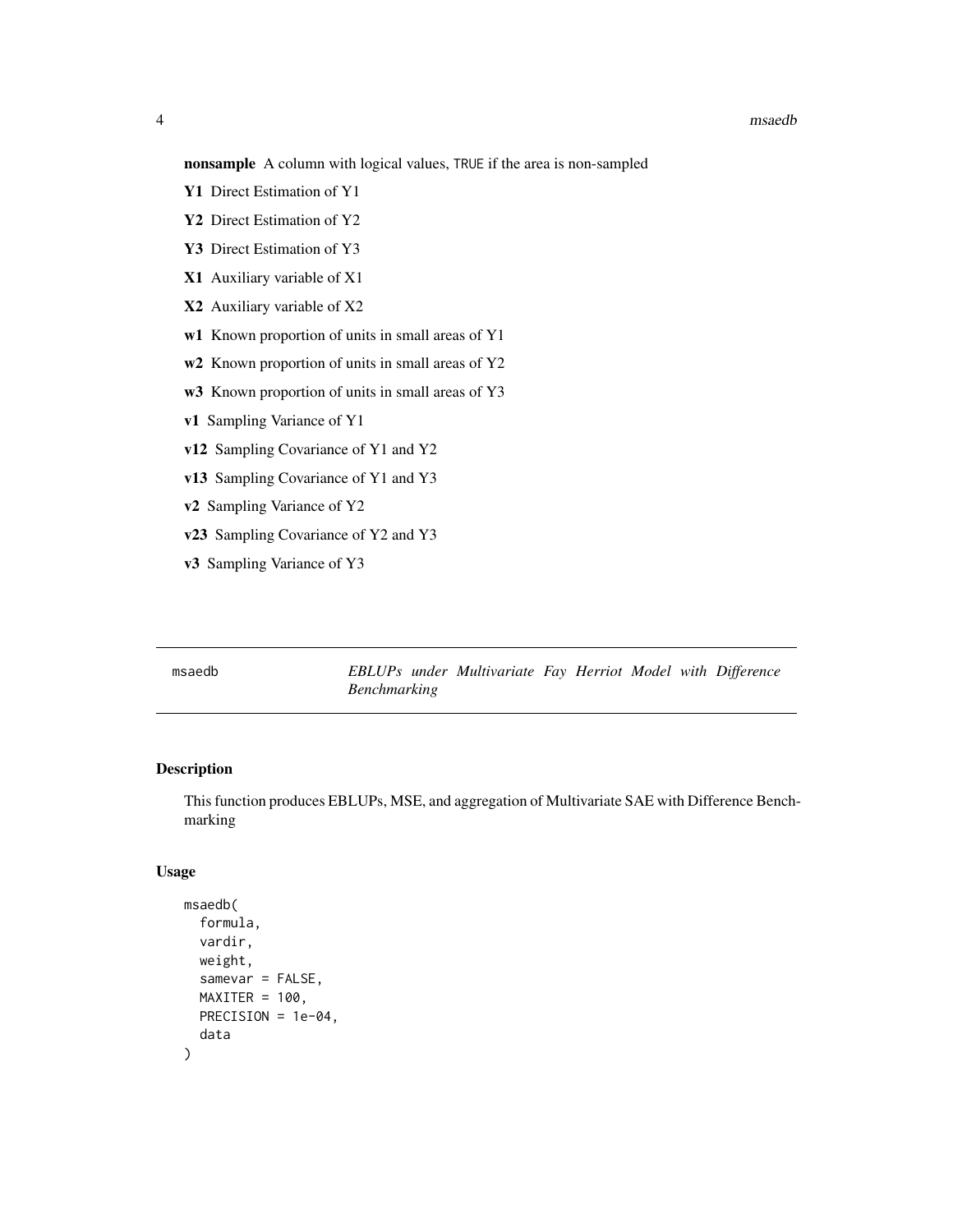**nonsample** A column with logical values, TRUE if the area is non-sampled

**Y1** Direct Estimation of Y1

**Y2** Direct Estimation of Y2

**Y3** Direct Estimation of Y3

**X1** Auxiliary variable of X1

**X2** Auxiliary variable of X2

**w1** Known proportion of units in small areas of Y1

**w2** Known proportion of units in small areas of Y2

**w3** Known proportion of units in small areas of Y3

**v1** Sampling Variance of Y1

**v12** Sampling Covariance of Y1 and Y2

**v13** Sampling Covariance of Y1 and Y3

**v2** Sampling Variance of Y2

**v23** Sampling Covariance of Y2 and Y3

**v3** Sampling Variance of Y3

---

msaedb *EBLUPs under Multivariate Fay Herriot Model with Difference Benchmarking*

---

## Description

This function produces EBLUPs, MSE, and aggregation of Multivariate SAE with Difference Benchmarking

## Usage

```
msaedb(
  formula,
  vardir,
  weight,
  samevar = FALSE,
  MAXITER = 100,
  PRECISION = 1e-04,
  data
)
```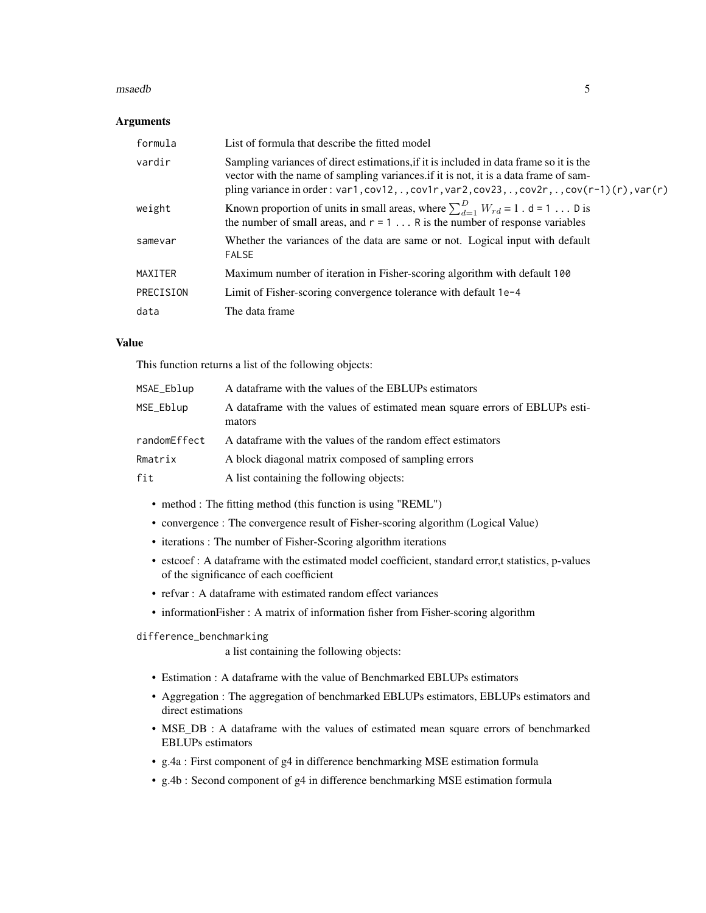## Arguments

| | |
|---|---|
| formula | List of formula that describe the fitted model |
| vardir | Sampling variances of direct estimations,if it is included in data frame so it is the vector with the name of sampling variances.if it is not, it is a data frame of sampling variance in order : `var1,cov12,.,cov1r,var2,cov23,.,cov2r,.,cov(r-1)(r),var(r)` |
| weight | Known proportion of units in small areas, where $\sum_{d=1}^{D} W_{rd}$ = 1 . d = 1 ... D is the number of small areas, and r = 1 ... R is the number of response variables |
| samevar | Whether the variances of the data are same or not. Logical input with default `FALSE` |
| MAXITER | Maximum number of iteration in Fisher-scoring algorithm with default `100` |
| PRECISION | Limit of Fisher-scoring convergence tolerance with default `1e-4` |
| data | The data frame |

## Value

This function returns a list of the following objects:

| | |
|---|---|
| MSAE_Eblup | A dataframe with the values of the EBLUPs estimators |
| MSE_Eblup | A dataframe with the values of estimated mean square errors of EBLUPs estimators |
| randomEffect | A dataframe with the values of the random effect estimators |
| Rmatrix | A block diagonal matrix composed of sampling errors |
| fit | A list containing the following objects: |

- method : The fitting method (this function is using "REML")
- convergence : The convergence result of Fisher-scoring algorithm (Logical Value)
- iterations : The number of Fisher-Scoring algorithm iterations
- estcoef : A dataframe with the estimated model coefficient, standard error,t statistics, p-values of the significance of each coefficient
- refvar : A dataframe with estimated random effect variances
- informationFisher : A matrix of information fisher from Fisher-scoring algorithm

difference_benchmarking
: a list containing the following objects:

- Estimation : A dataframe with the value of Benchmarked EBLUPs estimators
- Aggregation : The aggregation of benchmarked EBLUPs estimators, EBLUPs estimators and direct estimations
- MSE_DB : A dataframe with the values of estimated mean square errors of benchmarked EBLUPs estimators
- g.4a : First component of g4 in difference benchmarking MSE estimation formula
- g.4b : Second component of g4 in difference benchmarking MSE estimation formula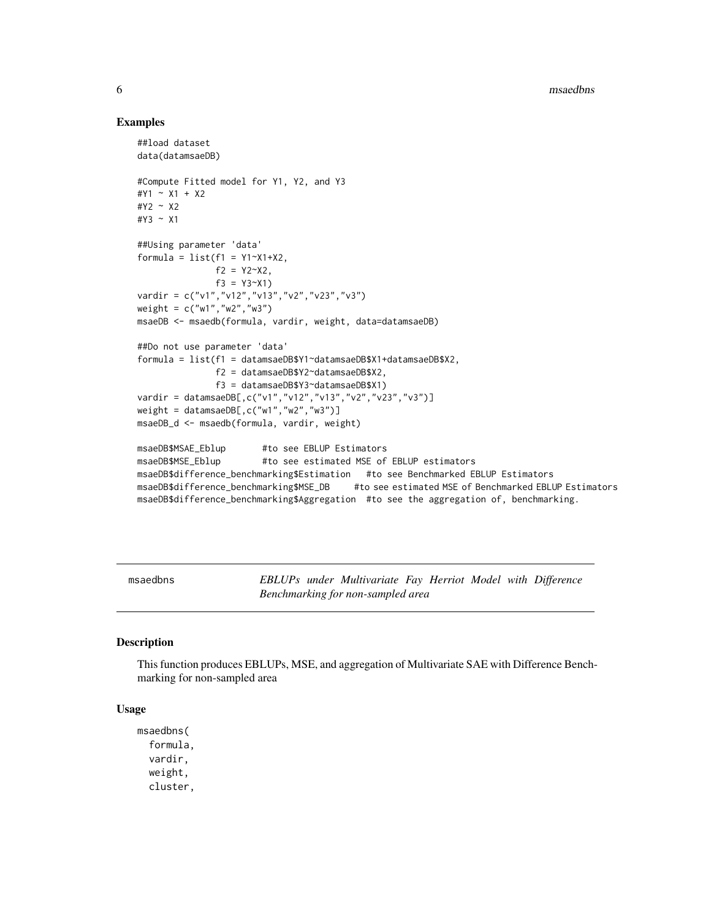### Examples

```
##load dataset
data(datamsaeDB)

#Compute Fitted model for Y1, Y2, and Y3
#Y1 ~ X1 + X2
#Y2 ~ X2
#Y3 ~ X1

##Using parameter 'data'
formula = list(f1 = Y1~X1+X2,
               f2 = Y2~X2,
               f3 = Y3~X1)
vardir = c("v1","v12","v13","v2","v23","v3")
weight = c("w1","w2","w3")
msaeDB <- msaedb(formula, vardir, weight, data=datamsaeDB)

##Do not use parameter 'data'
formula = list(f1 = datamsaeDB$Y1~datamsaeDB$X1+datamsaeDB$X2,
               f2 = datamsaeDB$Y2~datamsaeDB$X2,
               f3 = datamsaeDB$Y3~datamsaeDB$X1)
vardir = datamsaeDB[,c("v1","v12","v13","v2","v23","v3")]
weight = datamsaeDB[,c("w1","w2","w3")]
msaeDB_d <- msaedb(formula, vardir, weight)

msaeDB$MSAE_Eblup       #to see EBLUP Estimators
msaeDB$MSE_Eblup        #to see estimated MSE of EBLUP estimators
msaeDB$difference_benchmarking$Estimation   #to see Benchmarked EBLUP Estimators
msaeDB$difference_benchmarking$MSE_DB     #to see estimated MSE of Benchmarked EBLUP Estimators
msaeDB$difference_benchmarking$Aggregation  #to see the aggregation of, benchmarking.
```

---

## msaedbns — *EBLUPs under Multivariate Fay Herriot Model with Difference Benchmarking for non-sampled area*

### Description

This function produces EBLUPs, MSE, and aggregation of Multivariate SAE with Difference Benchmarking for non-sampled area

### Usage

```
msaedbns(
  formula,
  vardir,
  weight,
  cluster,
```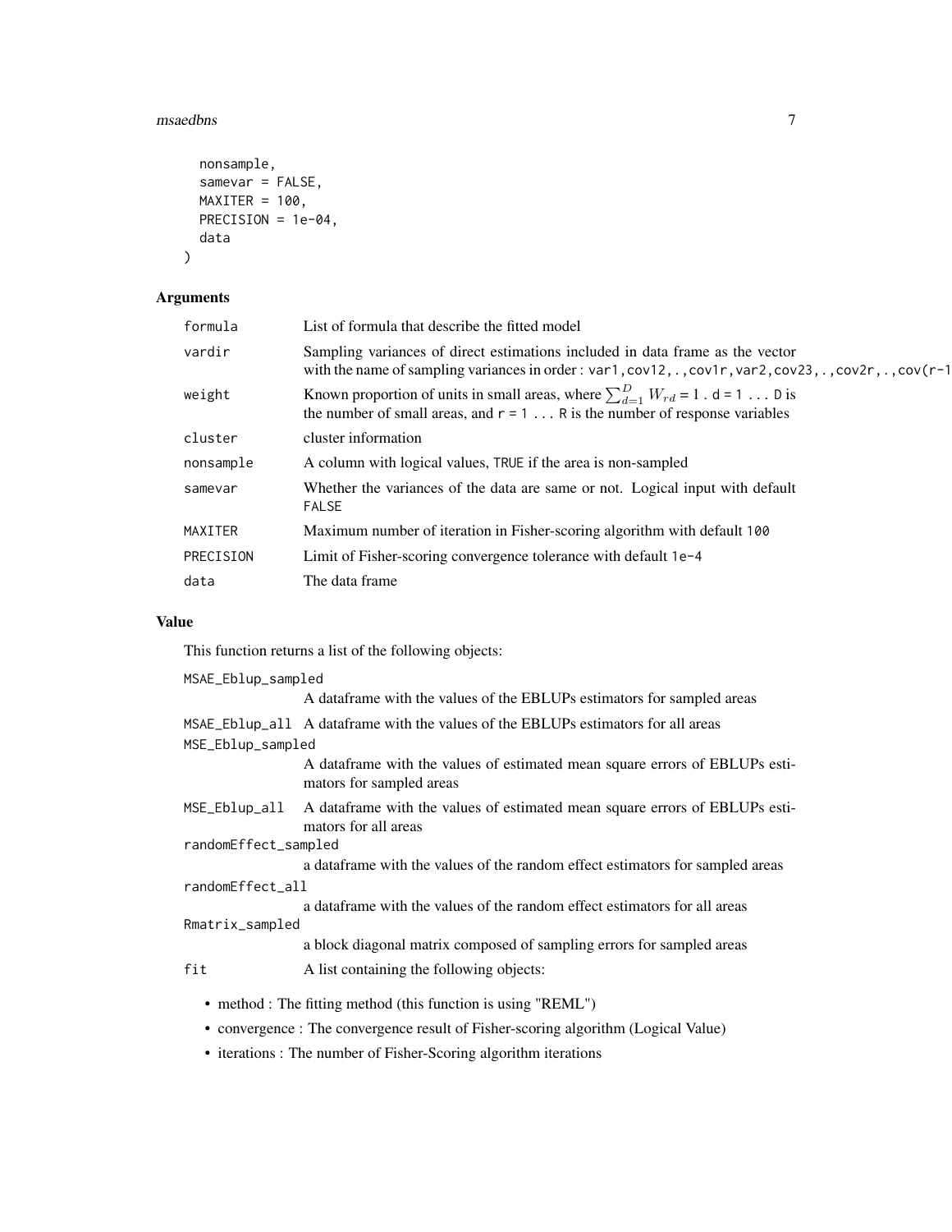```
  nonsample,
  samevar = FALSE,
  MAXITER = 100,
  PRECISION = 1e-04,
  data
)
```

## Arguments

| | |
|---|---|
| formula | List of formula that describe the fitted model |
| vardir | Sampling variances of direct estimations included in data frame as the vector with the name of sampling variances in order : var1,cov12,.,cov1r,var2,cov23,.,cov2r,.,cov(r-1 |
| weight | Known proportion of units in small areas, where $\sum_{d=1}^{D} W_{rd} = 1$ . d = 1 ... D is the number of small areas, and r = 1 ... R is the number of response variables |
| cluster | cluster information |
| nonsample | A column with logical values, TRUE if the area is non-sampled |
| samevar | Whether the variances of the data are same or not. Logical input with default FALSE |
| MAXITER | Maximum number of iteration in Fisher-scoring algorithm with default 100 |
| PRECISION | Limit of Fisher-scoring convergence tolerance with default 1e-4 |
| data | The data frame |

## Value

This function returns a list of the following objects:

| | |
|---|---|
| MSAE_Eblup_sampled | A dataframe with the values of the EBLUPs estimators for sampled areas |
| MSAE_Eblup_all | A dataframe with the values of the EBLUPs estimators for all areas |
| MSE_Eblup_sampled | A dataframe with the values of estimated mean square errors of EBLUPs estimators for sampled areas |
| MSE_Eblup_all | A dataframe with the values of estimated mean square errors of EBLUPs estimators for all areas |
| randomEffect_sampled | a dataframe with the values of the random effect estimators for sampled areas |
| randomEffect_all | a dataframe with the values of the random effect estimators for all areas |
| Rmatrix_sampled | a block diagonal matrix composed of sampling errors for sampled areas |
| fit | A list containing the following objects: |

- method : The fitting method (this function is using "REML")
- convergence : The convergence result of Fisher-scoring algorithm (Logical Value)
- iterations : The number of Fisher-Scoring algorithm iterations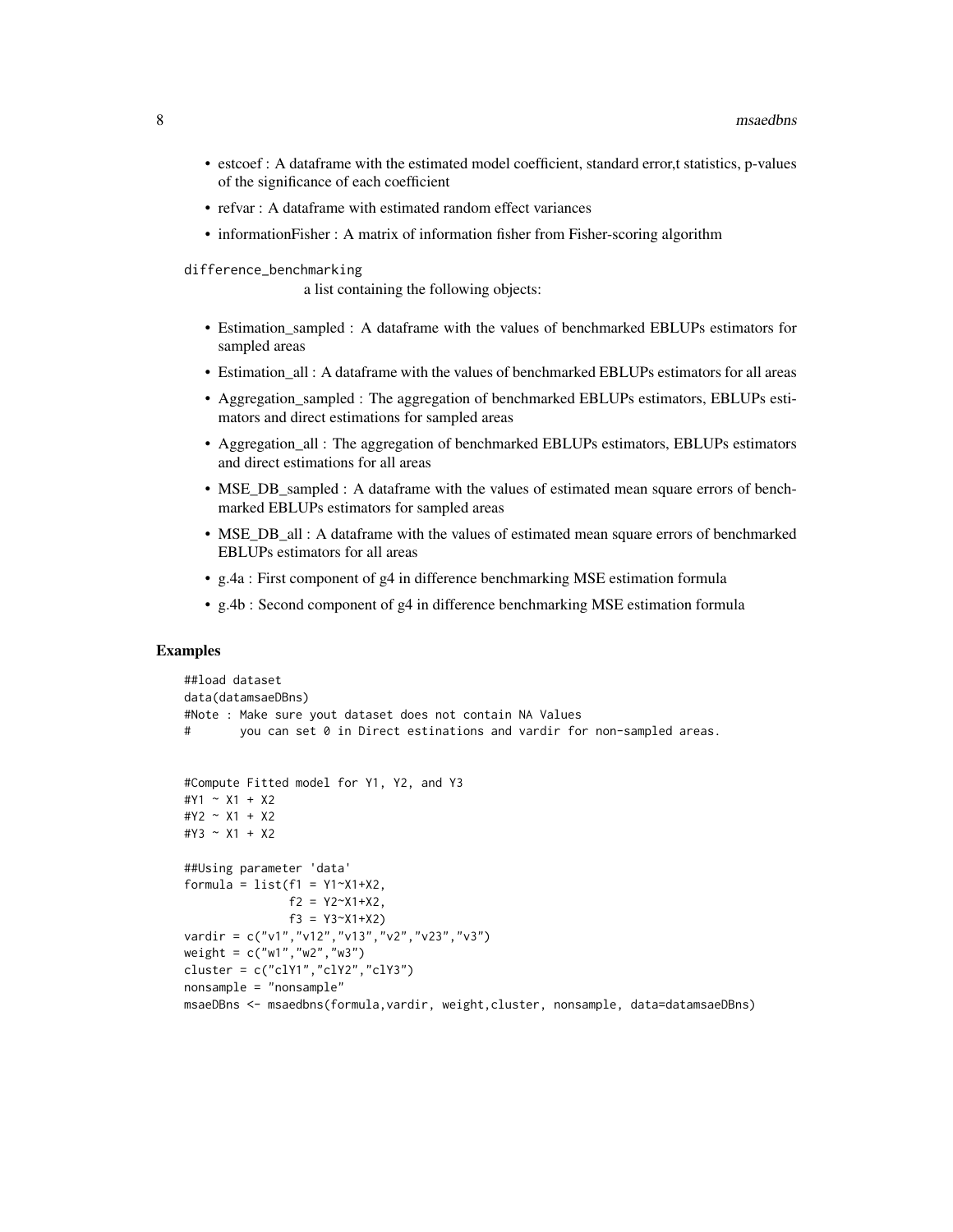- estcoef : A dataframe with the estimated model coefficient, standard error,t statistics, p-values of the significance of each coefficient
- refvar : A dataframe with estimated random effect variances
- informationFisher : A matrix of information fisher from Fisher-scoring algorithm

difference_benchmarking
a list containing the following objects:

- Estimation_sampled : A dataframe with the values of benchmarked EBLUPs estimators for sampled areas
- Estimation_all : A dataframe with the values of benchmarked EBLUPs estimators for all areas
- Aggregation_sampled : The aggregation of benchmarked EBLUPs estimators, EBLUPs estimators and direct estimations for sampled areas
- Aggregation_all : The aggregation of benchmarked EBLUPs estimators, EBLUPs estimators and direct estimations for all areas
- MSE_DB_sampled : A dataframe with the values of estimated mean square errors of benchmarked EBLUPs estimators for sampled areas
- MSE_DB_all : A dataframe with the values of estimated mean square errors of benchmarked EBLUPs estimators for all areas
- g.4a : First component of g4 in difference benchmarking MSE estimation formula
- g.4b : Second component of g4 in difference benchmarking MSE estimation formula

## Examples

```
##load dataset
data(datamsaeDBns)
#Note : Make sure yout dataset does not contain NA Values
#       you can set 0 in Direct estinations and vardir for non-sampled areas.


#Compute Fitted model for Y1, Y2, and Y3
#Y1 ~ X1 + X2
#Y2 ~ X1 + X2
#Y3 ~ X1 + X2

##Using parameter 'data'
formula = list(f1 = Y1~X1+X2,
               f2 = Y2~X1+X2,
               f3 = Y3~X1+X2)
vardir = c("v1","v12","v13","v2","v23","v3")
weight = c("w1","w2","w3")
cluster = c("clY1","clY2","clY3")
nonsample = "nonsample"
msaeDBns <- msaedbns(formula,vardir, weight,cluster, nonsample, data=datamsaeDBns)
```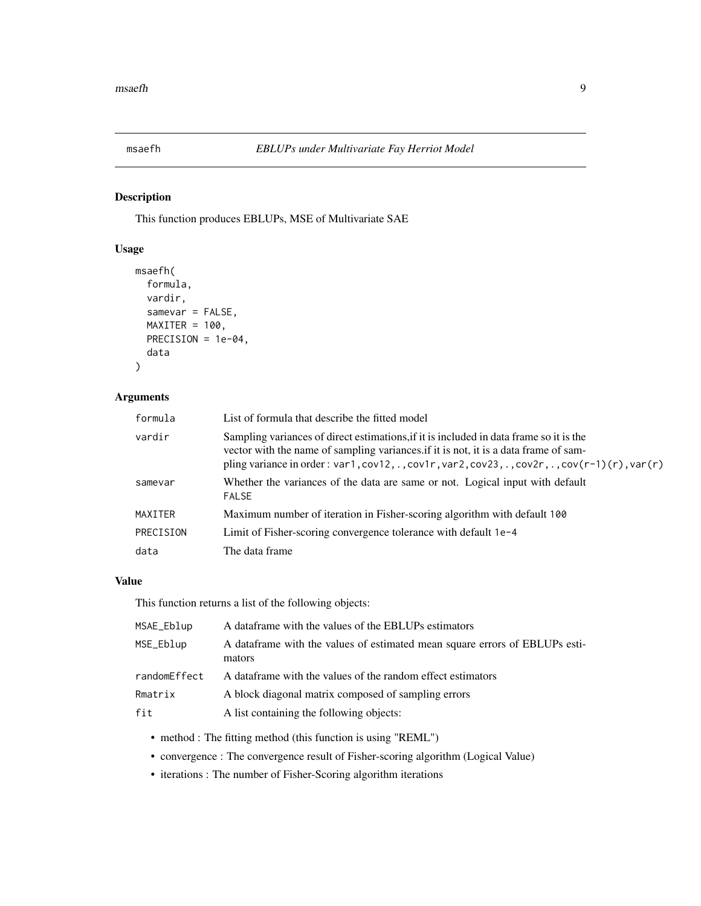## msaefh — *EBLUPs under Multivariate Fay Herriot Model*

### Description

This function produces EBLUPs, MSE of Multivariate SAE

### Usage

```
msaefh(
  formula,
  vardir,
  samevar = FALSE,
  MAXITER = 100,
  PRECISION = 1e-04,
  data
)
```

### Arguments

| Argument | Description |
|---|---|
| `formula` | List of formula that describe the fitted model |
| `vardir` | Sampling variances of direct estimations,if it is included in data frame so it is the vector with the name of sampling variances.if it is not, it is a data frame of sampling variance in order : `var1,cov12,.,cov1r,var2,cov23,.,cov2r,.,cov(r-1)(r),var(r)` |
| `samevar` | Whether the variances of the data are same or not. Logical input with default `FALSE` |
| `MAXITER` | Maximum number of iteration in Fisher-scoring algorithm with default `100` |
| `PRECISION` | Limit of Fisher-scoring convergence tolerance with default `1e-4` |
| `data` | The data frame |

### Value

This function returns a list of the following objects:

| Object | Description |
|---|---|
| `MSAE_Eblup` | A dataframe with the values of the EBLUPs estimators |
| `MSE_Eblup` | A dataframe with the values of estimated mean square errors of EBLUPs estimators |
| `randomEffect` | A dataframe with the values of the random effect estimators |
| `Rmatrix` | A block diagonal matrix composed of sampling errors |
| `fit` | A list containing the following objects: |

- method : The fitting method (this function is using "REML")
- convergence : The convergence result of Fisher-scoring algorithm (Logical Value)
- iterations : The number of Fisher-Scoring algorithm iterations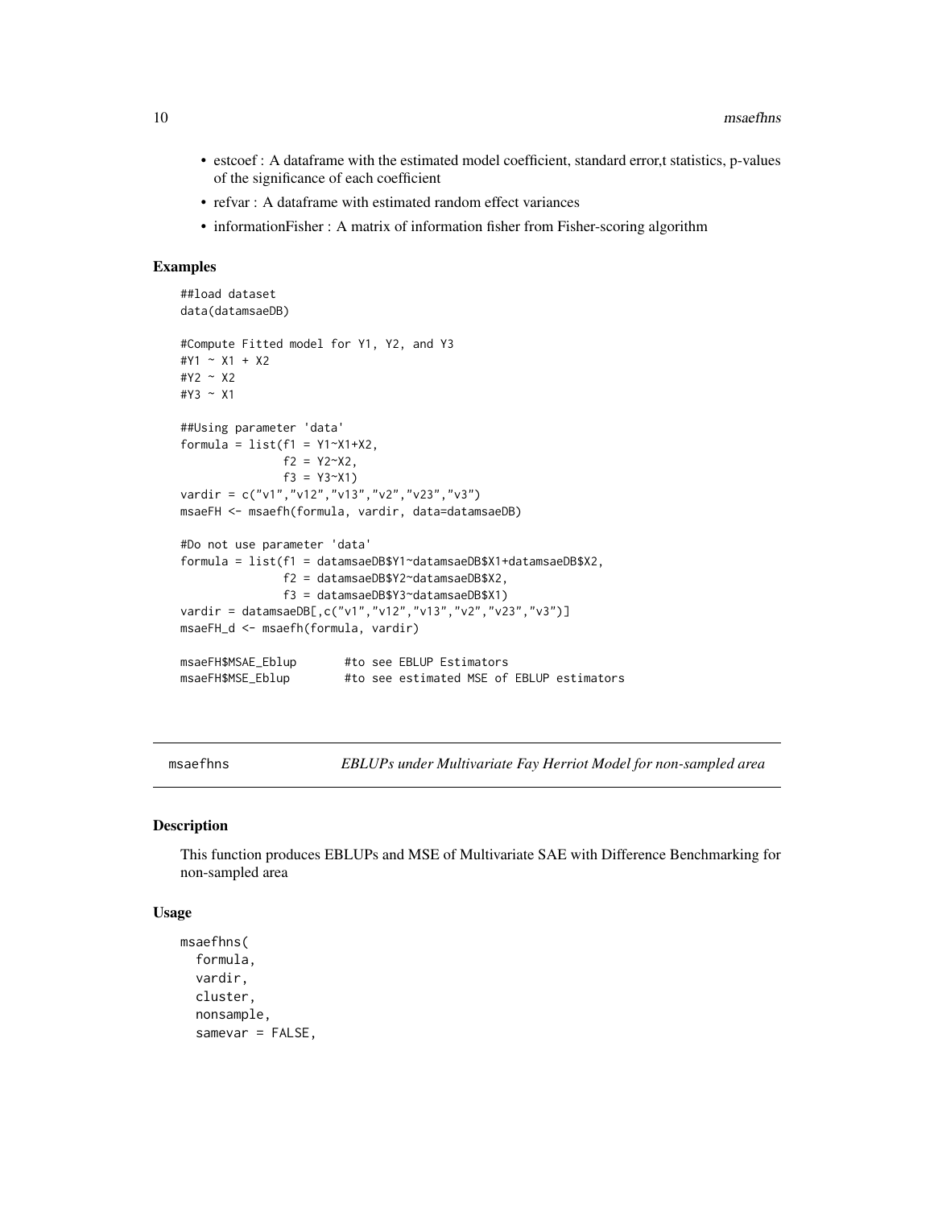- estcoef : A dataframe with the estimated model coefficient, standard error,t statistics, p-values of the significance of each coefficient
- refvar : A dataframe with estimated random effect variances
- informationFisher : A matrix of information fisher from Fisher-scoring algorithm

### Examples

```
##load dataset
data(datamsaeDB)

#Compute Fitted model for Y1, Y2, and Y3
#Y1 ~ X1 + X2
#Y2 ~ X2
#Y3 ~ X1

##Using parameter 'data'
formula = list(f1 = Y1~X1+X2,
               f2 = Y2~X2,
               f3 = Y3~X1)
vardir = c("v1","v12","v13","v2","v23","v3")
msaeFH <- msaefh(formula, vardir, data=datamsaeDB)

#Do not use parameter 'data'
formula = list(f1 = datamsaeDB$Y1~datamsaeDB$X1+datamsaeDB$X2,
               f2 = datamsaeDB$Y2~datamsaeDB$X2,
               f3 = datamsaeDB$Y3~datamsaeDB$X1)
vardir = datamsaeDB[,c("v1","v12","v13","v2","v23","v3")]
msaeFH_d <- msaefh(formula, vardir)

msaeFH$MSAE_Eblup       #to see EBLUP Estimators
msaeFH$MSE_Eblup        #to see estimated MSE of EBLUP estimators
```

---

## msaefhns *EBLUPs under Multivariate Fay Herriot Model for non-sampled area*

### Description

This function produces EBLUPs and MSE of Multivariate SAE with Difference Benchmarking for non-sampled area

### Usage

```
msaefhns(
  formula,
  vardir,
  cluster,
  nonsample,
  samevar = FALSE,
```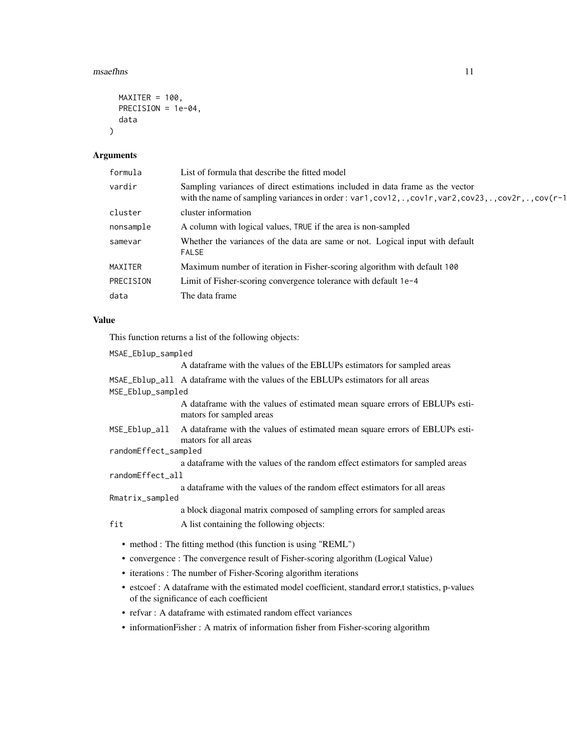```
  MAXITER = 100,
  PRECISION = 1e-04,
  data
)
```

## Arguments

| | |
|---|---|
| formula | List of formula that describe the fitted model |
| vardir | Sampling variances of direct estimations included in data frame as the vector with the name of sampling variances in order : var1,cov12,.,cov1r,var2,cov23,.,cov2r,.,cov(r-1 |
| cluster | cluster information |
| nonsample | A column with logical values, TRUE if the area is non-sampled |
| samevar | Whether the variances of the data are same or not. Logical input with default FALSE |
| MAXITER | Maximum number of iteration in Fisher-scoring algorithm with default 100 |
| PRECISION | Limit of Fisher-scoring convergence tolerance with default 1e-4 |
| data | The data frame |

## Value

This function returns a list of the following objects:

| | |
|---|---|
| MSAE_Eblup_sampled | A dataframe with the values of the EBLUPs estimators for sampled areas |
| MSAE_Eblup_all | A dataframe with the values of the EBLUPs estimators for all areas |
| MSE_Eblup_sampled | A dataframe with the values of estimated mean square errors of EBLUPs estimators for sampled areas |
| MSE_Eblup_all | A dataframe with the values of estimated mean square errors of EBLUPs estimators for all areas |
| randomEffect_sampled | a dataframe with the values of the random effect estimators for sampled areas |
| randomEffect_all | a dataframe with the values of the random effect estimators for all areas |
| Rmatrix_sampled | a block diagonal matrix composed of sampling errors for sampled areas |
| fit | A list containing the following objects: |

- method : The fitting method (this function is using "REML")
- convergence : The convergence result of Fisher-scoring algorithm (Logical Value)
- iterations : The number of Fisher-Scoring algorithm iterations
- estcoef : A dataframe with the estimated model coefficient, standard error,t statistics, p-values of the significance of each coefficient
- refvar : A dataframe with estimated random effect variances
- informationFisher : A matrix of information fisher from Fisher-scoring algorithm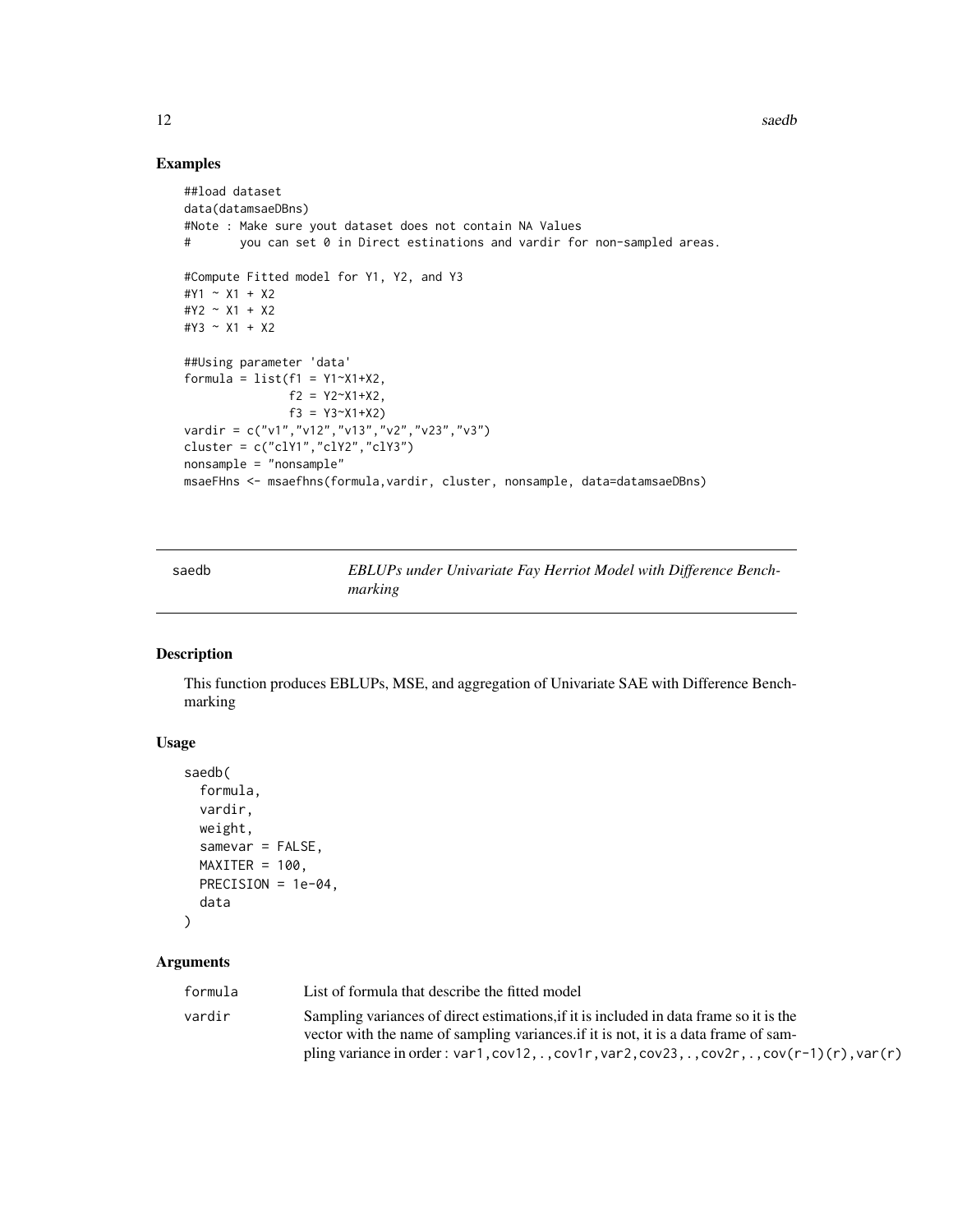## Examples

```
##load dataset
data(datamsaeDBns)
#Note : Make sure yout dataset does not contain NA Values
#       you can set 0 in Direct estinations and vardir for non-sampled areas.

#Compute Fitted model for Y1, Y2, and Y3
#Y1 ~ X1 + X2
#Y2 ~ X1 + X2
#Y3 ~ X1 + X2

##Using parameter 'data'
formula = list(f1 = Y1~X1+X2,
               f2 = Y2~X1+X2,
               f3 = Y3~X1+X2)
vardir = c("v1","v12","v13","v2","v23","v3")
cluster = c("clY1","clY2","clY3")
nonsample = "nonsample"
msaeFHns <- msaefhns(formula,vardir, cluster, nonsample, data=datamsaeDBns)
```

---

saedb — *EBLUPs under Univariate Fay Herriot Model with Difference Benchmarking*

---

## Description

This function produces EBLUPs, MSE, and aggregation of Univariate SAE with Difference Benchmarking

## Usage

```
saedb(
  formula,
  vardir,
  weight,
  samevar = FALSE,
  MAXITER = 100,
  PRECISION = 1e-04,
  data
)
```

## Arguments

| | |
|---|---|
| formula | List of formula that describe the fitted model |
| vardir | Sampling variances of direct estimations,if it is included in data frame so it is the vector with the name of sampling variances.if it is not, it is a data frame of sampling variance in order : `var1,cov12,.,cov1r,var2,cov23,.,cov2r,.,cov(r-1)(r),var(r)` |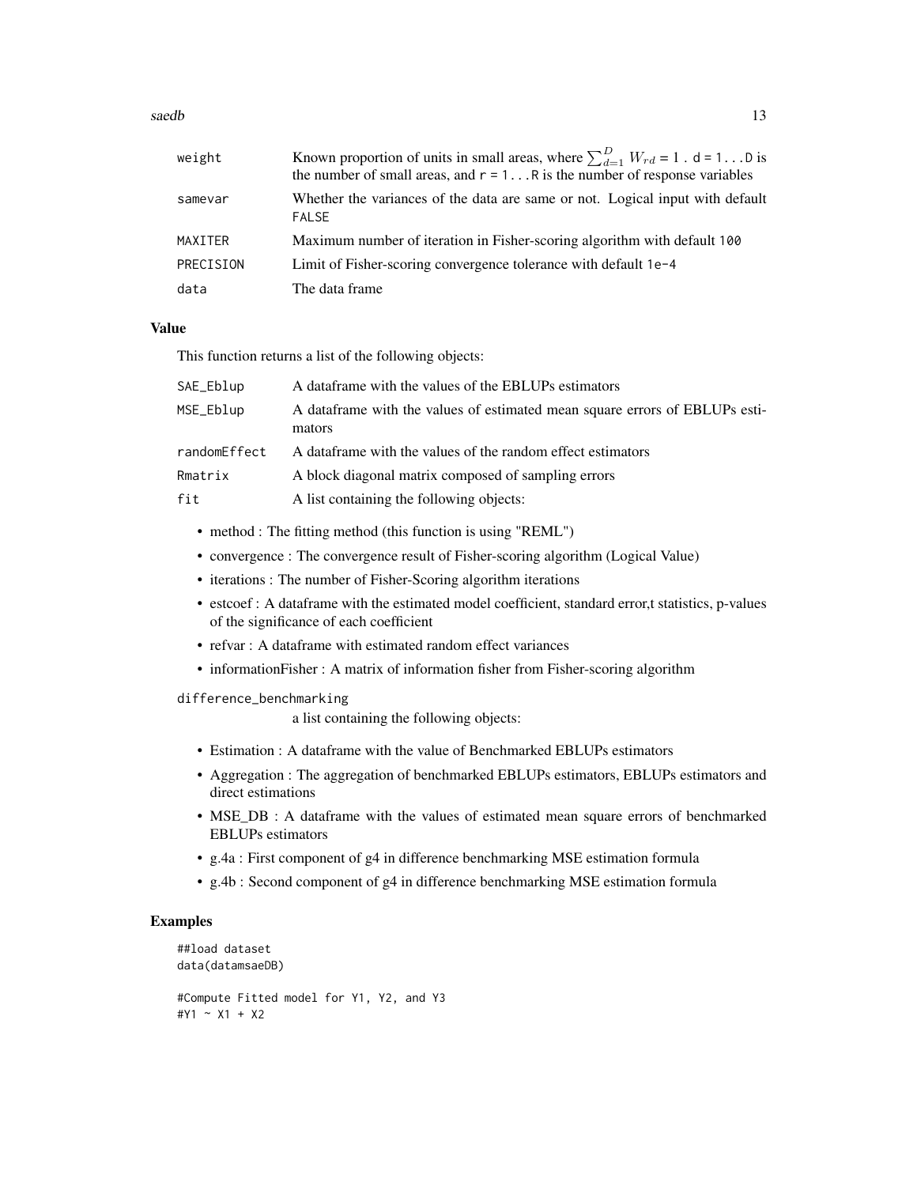| | |
|---|---|
| weight | Known proportion of units in small areas, where $\sum_{d=1}^{D} W_{rd}$ = 1 . d = 1...D is the number of small areas, and r = 1...R is the number of response variables |
| samevar | Whether the variances of the data are same or not. Logical input with default FALSE |
| MAXITER | Maximum number of iteration in Fisher-scoring algorithm with default 100 |
| PRECISION | Limit of Fisher-scoring convergence tolerance with default 1e-4 |
| data | The data frame |

### Value

This function returns a list of the following objects:

| | |
|---|---|
| SAE_Eblup | A dataframe with the values of the EBLUPs estimators |
| MSE_Eblup | A dataframe with the values of estimated mean square errors of EBLUPs estimators |
| randomEffect | A dataframe with the values of the random effect estimators |
| Rmatrix | A block diagonal matrix composed of sampling errors |
| fit | A list containing the following objects: |

- method : The fitting method (this function is using "REML")
- convergence : The convergence result of Fisher-scoring algorithm (Logical Value)
- iterations : The number of Fisher-Scoring algorithm iterations
- estcoef : A dataframe with the estimated model coefficient, standard error,t statistics, p-values of the significance of each coefficient
- refvar : A dataframe with estimated random effect variances
- informationFisher : A matrix of information fisher from Fisher-scoring algorithm

difference_benchmarking
a list containing the following objects:

- Estimation : A dataframe with the value of Benchmarked EBLUPs estimators
- Aggregation : The aggregation of benchmarked EBLUPs estimators, EBLUPs estimators and direct estimations
- MSE_DB : A dataframe with the values of estimated mean square errors of benchmarked EBLUPs estimators
- g.4a : First component of g4 in difference benchmarking MSE estimation formula
- g.4b : Second component of g4 in difference benchmarking MSE estimation formula

### Examples

```
##load dataset
data(datamsaeDB)

#Compute Fitted model for Y1, Y2, and Y3
#Y1 ~ X1 + X2
```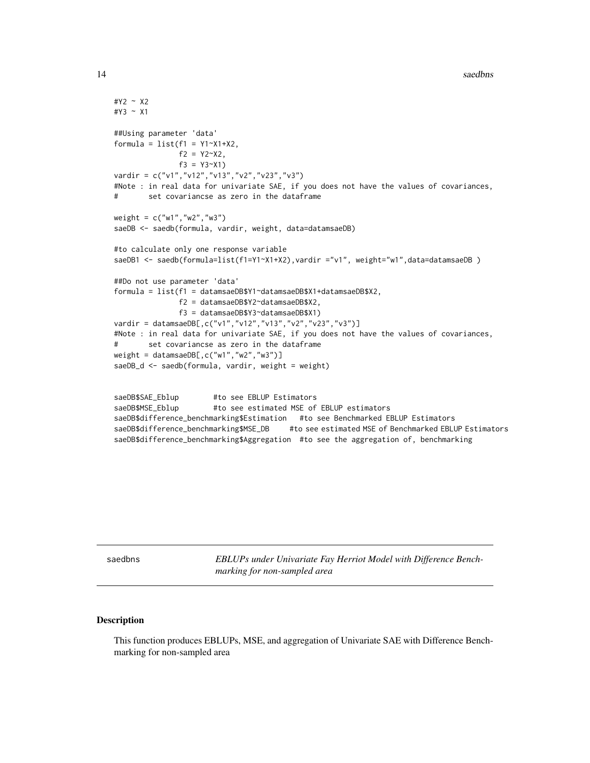```
#Y2 ~ X2
#Y3 ~ X1

##Using parameter 'data'
formula = list(f1 = Y1~X1+X2,
               f2 = Y2~X2,
               f3 = Y3~X1)
vardir = c("v1","v12","v13","v2","v23","v3")
#Note : in real data for univariate SAE, if you does not have the values of covariances,
#       set covariancse as zero in the dataframe

weight = c("w1","w2","w3")
saeDB <- saedb(formula, vardir, weight, data=datamsaeDB)

#to calculate only one response variable
saeDB1 <- saedb(formula=list(f1=Y1~X1+X2),vardir ="v1", weight="w1",data=datamsaeDB )

##Do not use parameter 'data'
formula = list(f1 = datamsaeDB$Y1~datamsaeDB$X1+datamsaeDB$X2,
               f2 = datamsaeDB$Y2~datamsaeDB$X2,
               f3 = datamsaeDB$Y3~datamsaeDB$X1)
vardir = datamsaeDB[,c("v1","v12","v13","v2","v23","v3")]
#Note : in real data for univariate SAE, if you does not have the values of covariances,
#       set covariancse as zero in the dataframe
weight = datamsaeDB[,c("w1","w2","w3")]
saeDB_d <- saedb(formula, vardir, weight = weight)


saeDB$SAE_Eblup        #to see EBLUP Estimators
saeDB$MSE_Eblup        #to see estimated MSE of EBLUP estimators
saeDB$difference_benchmarking$Estimation   #to see Benchmarked EBLUP Estimators
saeDB$difference_benchmarking$MSE_DB     #to see estimated MSE of Benchmarked EBLUP Estimators
saeDB$difference_benchmarking$Aggregation  #to see the aggregation of, benchmarking
```

## saedbns — *EBLUPs under Univariate Fay Herriot Model with Difference Benchmarking for non-sampled area*

### Description

This function produces EBLUPs, MSE, and aggregation of Univariate SAE with Difference Benchmarking for non-sampled area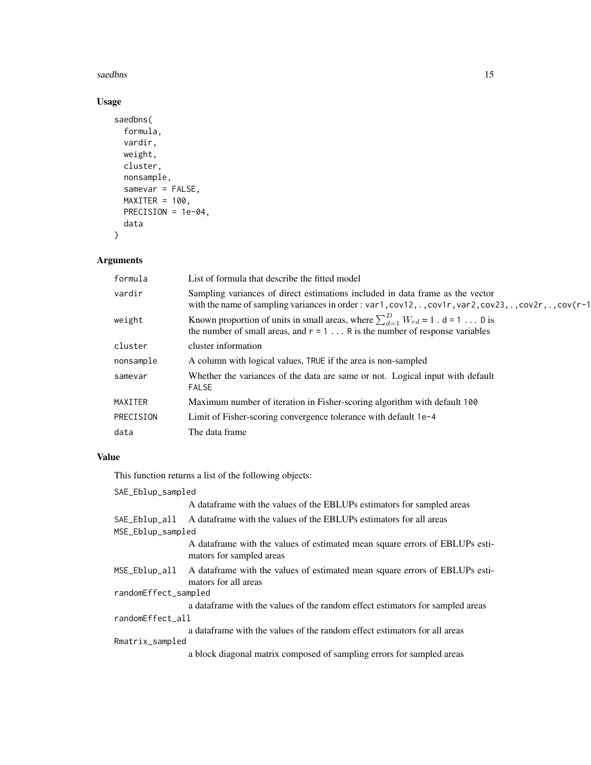## Usage

```
saedbns(
  formula,
  vardir,
  weight,
  cluster,
  nonsample,
  samevar = FALSE,
  MAXITER = 100,
  PRECISION = 1e-04,
  data
)
```

## Arguments

| | |
|---|---|
| formula | List of formula that describe the fitted model |
| vardir | Sampling variances of direct estimations included in data frame as the vector with the name of sampling variances in order : var1,cov12,.,cov1r,var2,cov23,.,cov2r,.,cov(r-1 |
| weight | Known proportion of units in small areas, where $\sum_{d=1}^{D} W_{rd} = 1$ . d = 1 ... D is the number of small areas, and r = 1 ... R is the number of response variables |
| cluster | cluster information |
| nonsample | A column with logical values, TRUE if the area is non-sampled |
| samevar | Whether the variances of the data are same or not. Logical input with default FALSE |
| MAXITER | Maximum number of iteration in Fisher-scoring algorithm with default 100 |
| PRECISION | Limit of Fisher-scoring convergence tolerance with default 1e-4 |
| data | The data frame |

## Value

This function returns a list of the following objects:

| | |
|---|---|
| SAE_Eblup_sampled | A dataframe with the values of the EBLUPs estimators for sampled areas |
| SAE_Eblup_all | A dataframe with the values of the EBLUPs estimators for all areas |
| MSE_Eblup_sampled | A dataframe with the values of estimated mean square errors of EBLUPs estimators for sampled areas |
| MSE_Eblup_all | A dataframe with the values of estimated mean square errors of EBLUPs estimators for all areas |
| randomEffect_sampled | a dataframe with the values of the random effect estimators for sampled areas |
| randomEffect_all | a dataframe with the values of the random effect estimators for all areas |
| Rmatrix_sampled | a block diagonal matrix composed of sampling errors for sampled areas |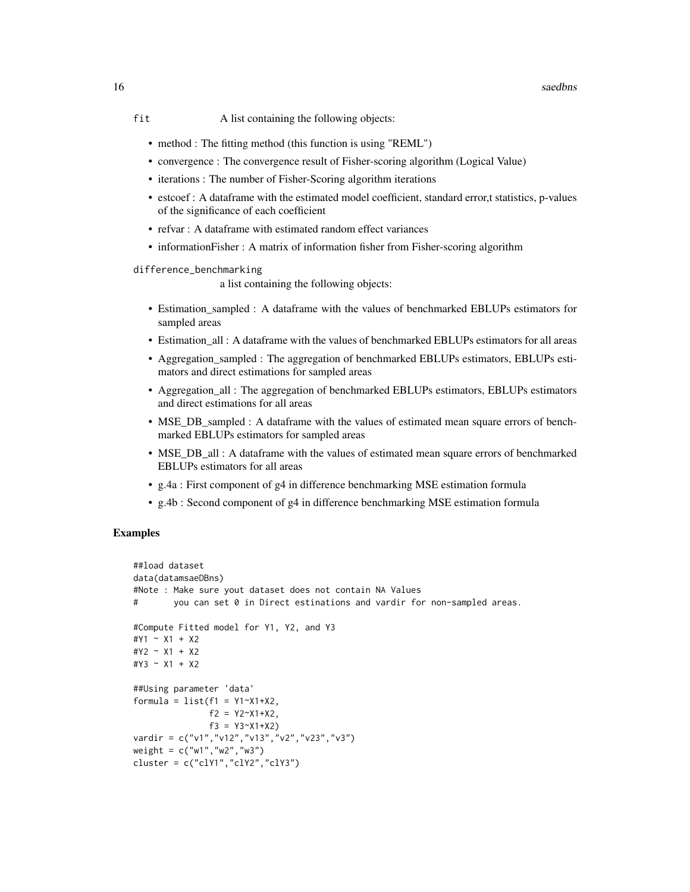fit A list containing the following objects:

- method : The fitting method (this function is using "REML")
- convergence : The convergence result of Fisher-scoring algorithm (Logical Value)
- iterations : The number of Fisher-Scoring algorithm iterations
- estcoef : A dataframe with the estimated model coefficient, standard error,t statistics, p-values of the significance of each coefficient
- refvar : A dataframe with estimated random effect variances
- informationFisher : A matrix of information fisher from Fisher-scoring algorithm

difference_benchmarking
a list containing the following objects:

- Estimation_sampled : A dataframe with the values of benchmarked EBLUPs estimators for sampled areas
- Estimation_all : A dataframe with the values of benchmarked EBLUPs estimators for all areas
- Aggregation_sampled : The aggregation of benchmarked EBLUPs estimators, EBLUPs estimators and direct estimations for sampled areas
- Aggregation_all : The aggregation of benchmarked EBLUPs estimators, EBLUPs estimators and direct estimations for all areas
- MSE_DB_sampled : A dataframe with the values of estimated mean square errors of benchmarked EBLUPs estimators for sampled areas
- MSE_DB_all : A dataframe with the values of estimated mean square errors of benchmarked EBLUPs estimators for all areas
- g.4a : First component of g4 in difference benchmarking MSE estimation formula
- g.4b : Second component of g4 in difference benchmarking MSE estimation formula

## Examples

```
##load dataset
data(datamsaeDBns)
#Note : Make sure yout dataset does not contain NA Values
#       you can set 0 in Direct estinations and vardir for non-sampled areas.

#Compute Fitted model for Y1, Y2, and Y3
#Y1 ~ X1 + X2
#Y2 ~ X1 + X2
#Y3 ~ X1 + X2

##Using parameter 'data'
formula = list(f1 = Y1~X1+X2,
               f2 = Y2~X1+X2,
               f3 = Y3~X1+X2)
vardir = c("v1","v12","v13","v2","v23","v3")
weight = c("w1","w2","w3")
cluster = c("clY1","clY2","clY3")
```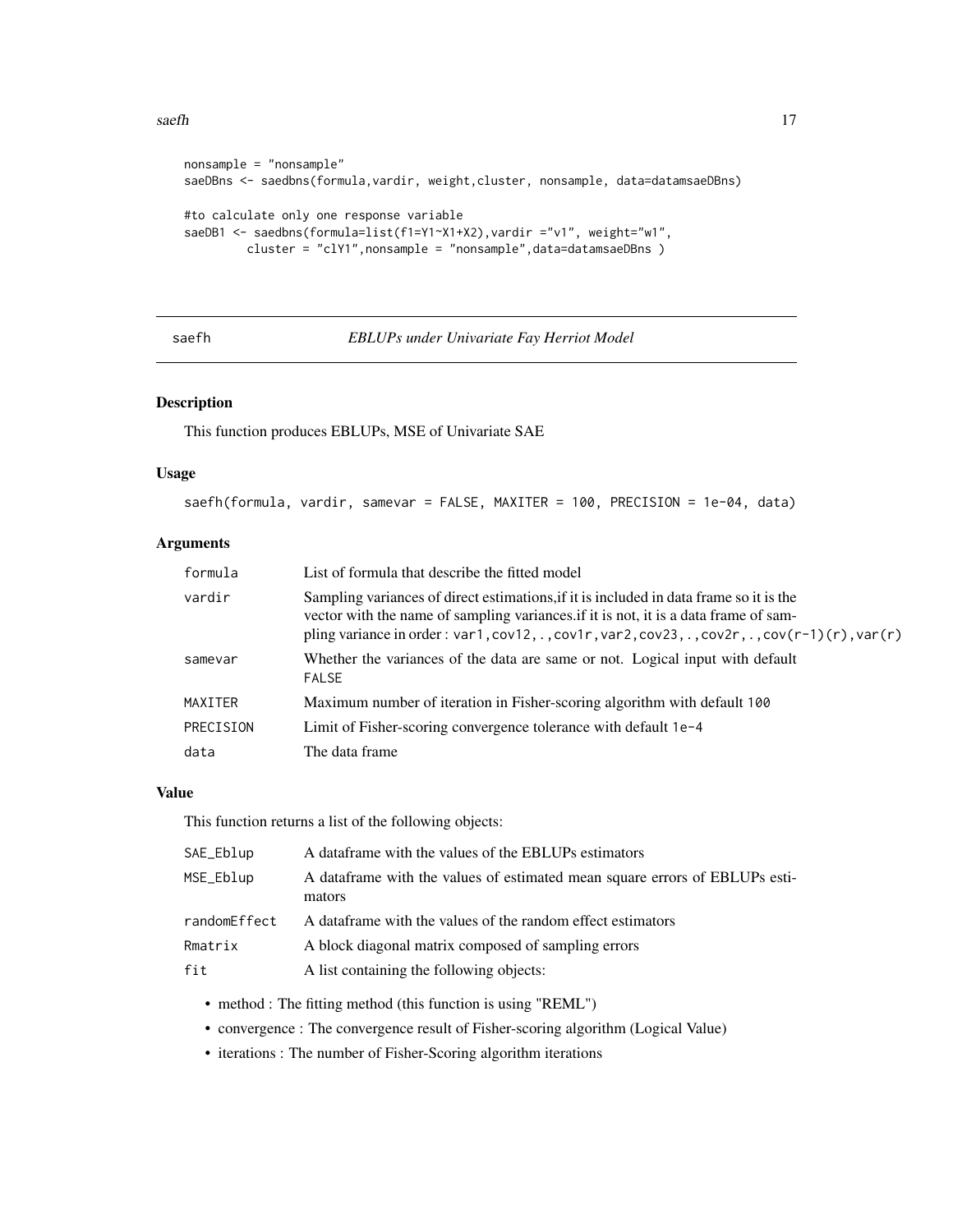```
nonsample = "nonsample"
saeDBns <- saedbns(formula,vardir, weight,cluster, nonsample, data=datamsaeDBns)

#to calculate only one response variable
saeDB1 <- saedbns(formula=list(f1=Y1~X1+X2),vardir ="v1", weight="w1",
         cluster = "clY1",nonsample = "nonsample",data=datamsaeDBns )
```

---

## saefh — *EBLUPs under Univariate Fay Herriot Model*

### Description

This function produces EBLUPs, MSE of Univariate SAE

### Usage

```
saefh(formula, vardir, samevar = FALSE, MAXITER = 100, PRECISION = 1e-04, data)
```

### Arguments

| | |
|---|---|
| formula | List of formula that describe the fitted model |
| vardir | Sampling variances of direct estimations,if it is included in data frame so it is the vector with the name of sampling variances.if it is not, it is a data frame of sampling variance in order : `var1,cov12,.,cov1r,var2,cov23,.,cov2r,.,cov(r-1)(r),var(r)` |
| samevar | Whether the variances of the data are same or not. Logical input with default `FALSE` |
| MAXITER | Maximum number of iteration in Fisher-scoring algorithm with default `100` |
| PRECISION | Limit of Fisher-scoring convergence tolerance with default `1e-4` |
| data | The data frame |

### Value

This function returns a list of the following objects:

| | |
|---|---|
| SAE_Eblup | A dataframe with the values of the EBLUPs estimators |
| MSE_Eblup | A dataframe with the values of estimated mean square errors of EBLUPs estimators |
| randomEffect | A dataframe with the values of the random effect estimators |
| Rmatrix | A block diagonal matrix composed of sampling errors |
| fit | A list containing the following objects: |

- method : The fitting method (this function is using "REML")
- convergence : The convergence result of Fisher-scoring algorithm (Logical Value)
- iterations : The number of Fisher-Scoring algorithm iterations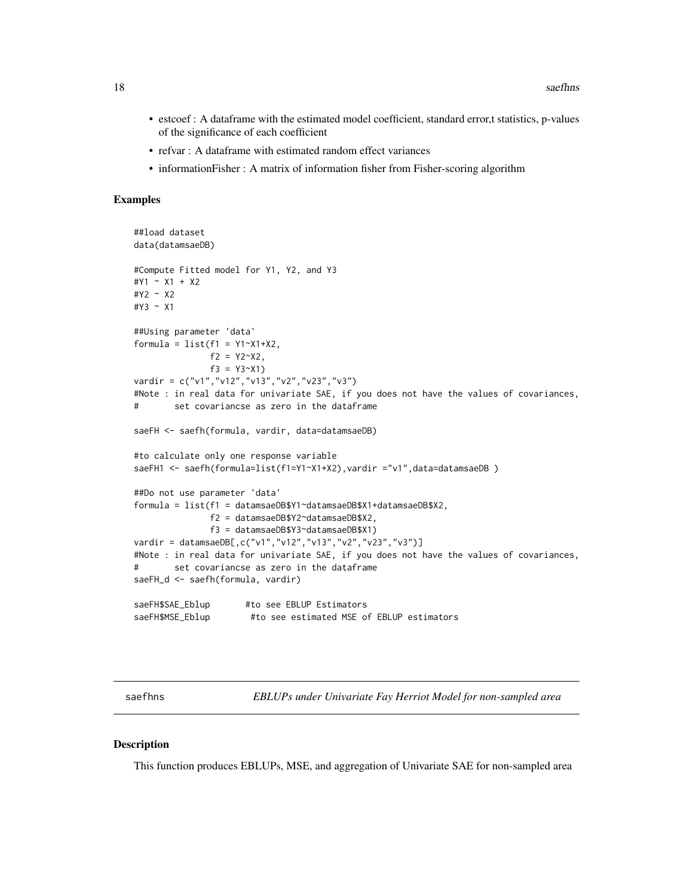- estcoef : A dataframe with the estimated model coefficient, standard error,t statistics, p-values of the significance of each coefficient
- refvar : A dataframe with estimated random effect variances
- informationFisher : A matrix of information fisher from Fisher-scoring algorithm

## Examples

```
##load dataset
data(datamsaeDB)

#Compute Fitted model for Y1, Y2, and Y3
#Y1 ~ X1 + X2
#Y2 ~ X2
#Y3 ~ X1

##Using parameter 'data'
formula = list(f1 = Y1~X1+X2,
               f2 = Y2~X2,
               f3 = Y3~X1)
vardir = c("v1","v12","v13","v2","v23","v3")
#Note : in real data for univariate SAE, if you does not have the values of covariances,
#       set covariancse as zero in the dataframe

saeFH <- saefh(formula, vardir, data=datamsaeDB)

#to calculate only one response variable
saeFH1 <- saefh(formula=list(f1=Y1~X1+X2),vardir ="v1",data=datamsaeDB )

##Do not use parameter 'data'
formula = list(f1 = datamsaeDB$Y1~datamsaeDB$X1+datamsaeDB$X2,
               f2 = datamsaeDB$Y2~datamsaeDB$X2,
               f3 = datamsaeDB$Y3~datamsaeDB$X1)
vardir = datamsaeDB[,c("v1","v12","v13","v2","v23","v3")]
#Note : in real data for univariate SAE, if you does not have the values of covariances,
#       set covariancse as zero in the dataframe
saeFH_d <- saefh(formula, vardir)

saeFH$SAE_Eblup       #to see EBLUP Estimators
saeFH$MSE_Eblup        #to see estimated MSE of EBLUP estimators
```

---

saefhns — *EBLUPs under Univariate Fay Herriot Model for non-sampled area*

---

## Description

This function produces EBLUPs, MSE, and aggregation of Univariate SAE for non-sampled area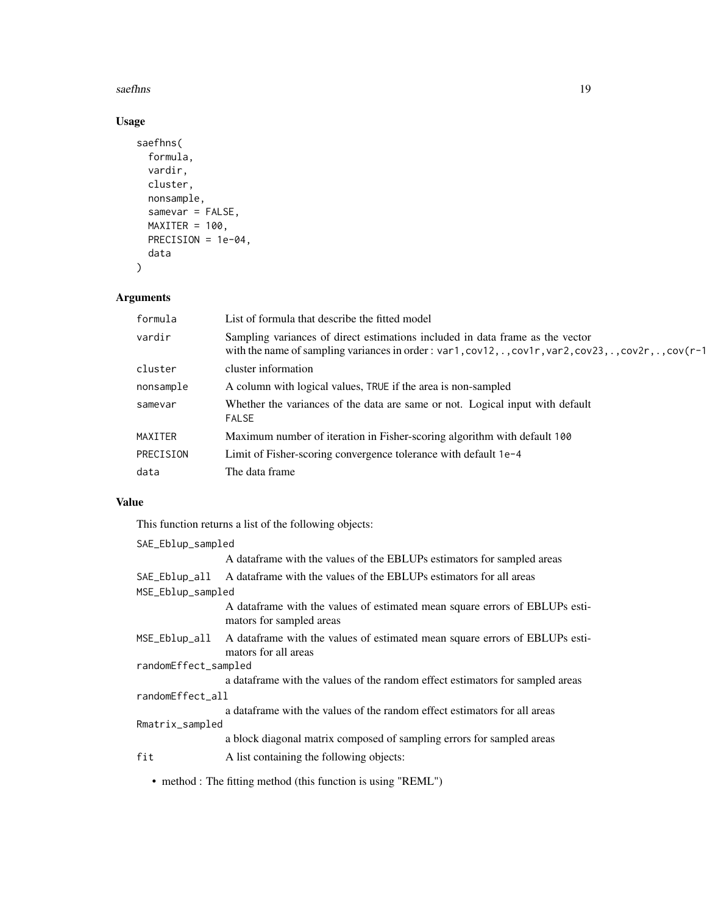## Usage

```
saefhns(
  formula,
  vardir,
  cluster,
  nonsample,
  samevar = FALSE,
  MAXITER = 100,
  PRECISION = 1e-04,
  data
)
```

## Arguments

| | |
|---|---|
| `formula` | List of formula that describe the fitted model |
| `vardir` | Sampling variances of direct estimations included in data frame as the vector with the name of sampling variances in order : `var1,cov12,.,cov1r,var2,cov23,.,cov2r,.,cov(r-1` |
| `cluster` | cluster information |
| `nonsample` | A column with logical values, `TRUE` if the area is non-sampled |
| `samevar` | Whether the variances of the data are same or not. Logical input with default `FALSE` |
| `MAXITER` | Maximum number of iteration in Fisher-scoring algorithm with default `100` |
| `PRECISION` | Limit of Fisher-scoring convergence tolerance with default `1e-4` |
| `data` | The data frame |

## Value

This function returns a list of the following objects:

| | |
|---|---|
| `SAE_Eblup_sampled` | A dataframe with the values of the EBLUPs estimators for sampled areas |
| `SAE_Eblup_all` | A dataframe with the values of the EBLUPs estimators for all areas |
| `MSE_Eblup_sampled` | A dataframe with the values of estimated mean square errors of EBLUPs estimators for sampled areas |
| `MSE_Eblup_all` | A dataframe with the values of estimated mean square errors of EBLUPs estimators for all areas |
| `randomEffect_sampled` | a dataframe with the values of the random effect estimators for sampled areas |
| `randomEffect_all` | a dataframe with the values of the random effect estimators for all areas |
| `Rmatrix_sampled` | a block diagonal matrix composed of sampling errors for sampled areas |
| `fit` | A list containing the following objects: |

- method : The fitting method (this function is using "REML")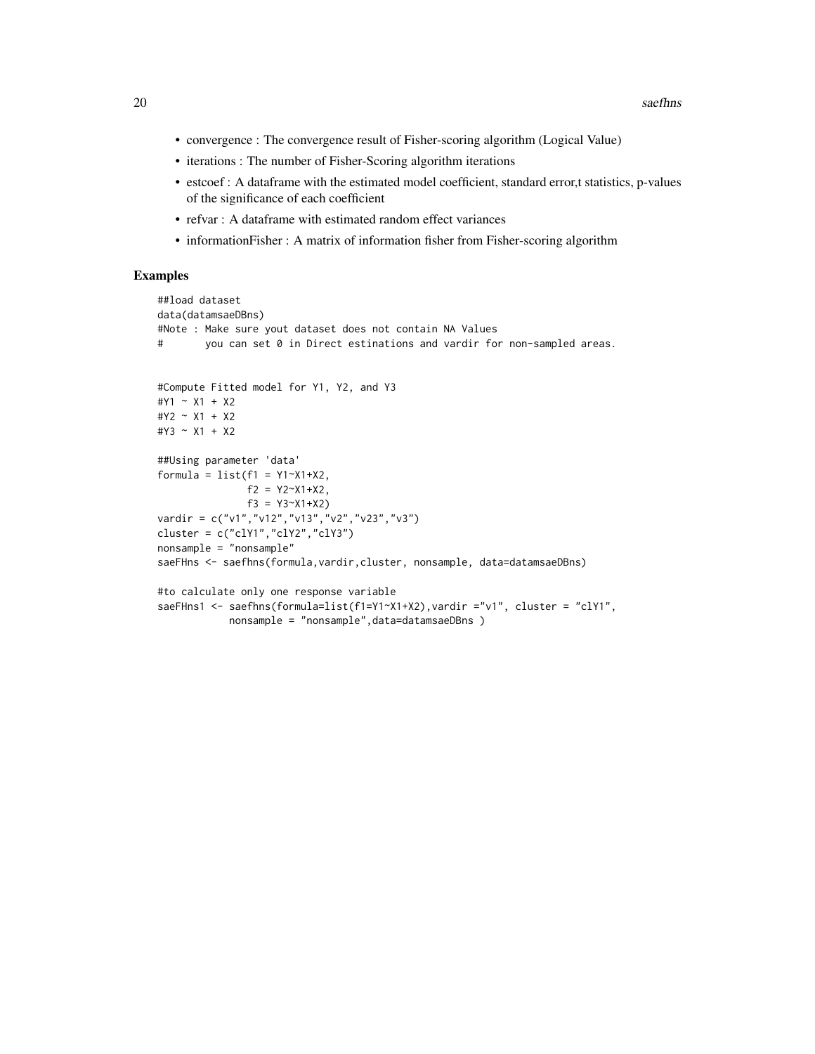- convergence : The convergence result of Fisher-scoring algorithm (Logical Value)
- iterations : The number of Fisher-Scoring algorithm iterations
- estcoef : A dataframe with the estimated model coefficient, standard error,t statistics, p-values of the significance of each coefficient
- refvar : A dataframe with estimated random effect variances
- informationFisher : A matrix of information fisher from Fisher-scoring algorithm

## Examples

```
##load dataset
data(datamsaeDBns)
#Note : Make sure yout dataset does not contain NA Values
#       you can set 0 in Direct estinations and vardir for non-sampled areas.


#Compute Fitted model for Y1, Y2, and Y3
#Y1 ~ X1 + X2
#Y2 ~ X1 + X2
#Y3 ~ X1 + X2

##Using parameter 'data'
formula = list(f1 = Y1~X1+X2,
               f2 = Y2~X1+X2,
               f3 = Y3~X1+X2)
vardir = c("v1","v12","v13","v2","v23","v3")
cluster = c("clY1","clY2","clY3")
nonsample = "nonsample"
saeFHns <- saefhns(formula,vardir,cluster, nonsample, data=datamsaeDBns)

#to calculate only one response variable
saeFHns1 <- saefhns(formula=list(f1=Y1~X1+X2),vardir ="v1", cluster = "clY1",
            nonsample = "nonsample",data=datamsaeDBns )
```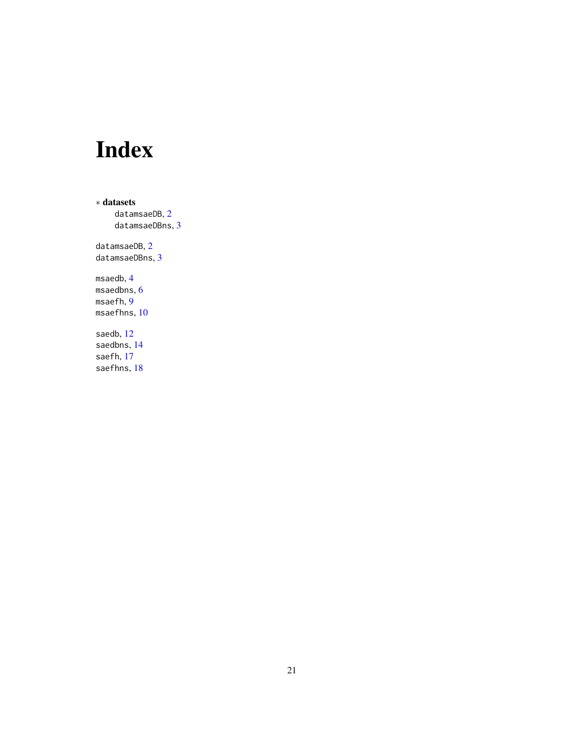# Index

∗ **datasets**

- datamsaeDB, 2
- datamsaeDBns, 3

datamsaeDB, 2
datamsaeDBns, 3

msaedb, 4
msaedbns, 6
msaefh, 9
msaefhns, 10

saedb, 12
saedbns, 14
saefh, 17
saefhns, 18